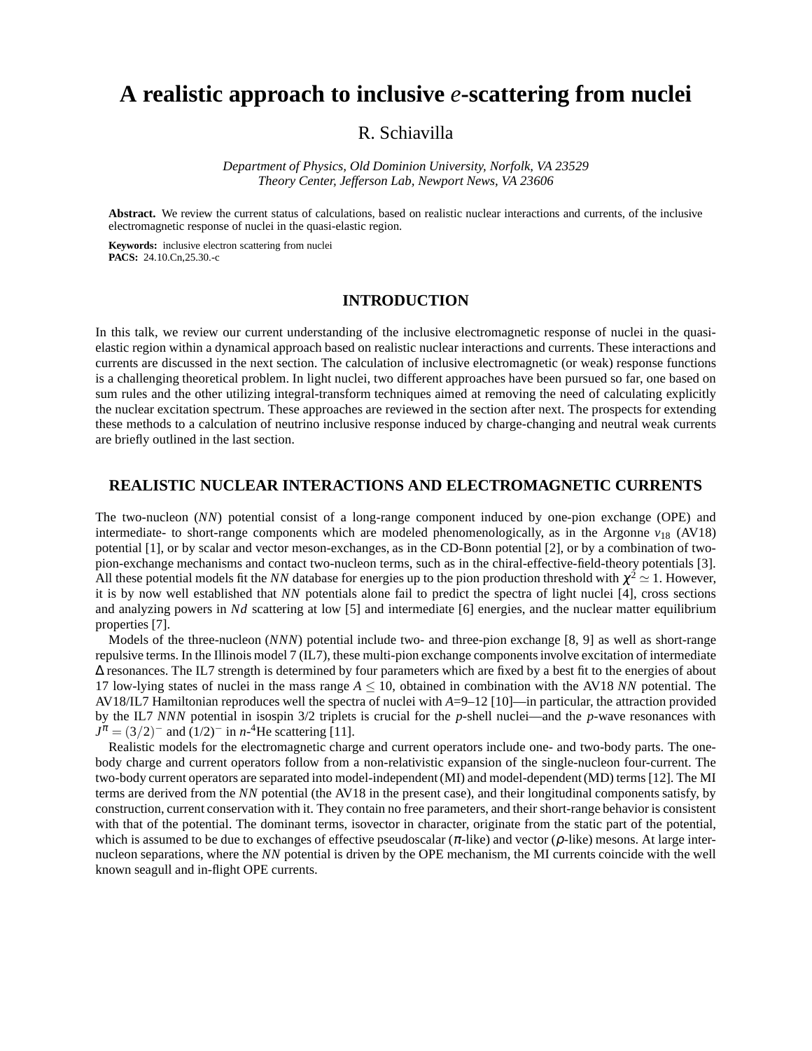# A realistic approach to inclusive *e*-scattering from nuclei

R. Schiavilla

*Department of Physics, Old Dominion University, Norfolk, VA 23529*
*Theory Center, Jefferson Lab, Newport News, VA 23606*

**Abstract.** We review the current status of calculations, based on realistic nuclear interactions and currents, of the inclusive electromagnetic response of nuclei in the quasi-elastic region.

**Keywords:** inclusive electron scattering from nuclei
**PACS:** 24.10.Cn,25.30.-c

## INTRODUCTION

In this talk, we review our current understanding of the inclusive electromagnetic response of nuclei in the quasi-elastic region within a dynamical approach based on realistic nuclear interactions and currents. These interactions and currents are discussed in the next section. The calculation of inclusive electromagnetic (or weak) response functions is a challenging theoretical problem. In light nuclei, two different approaches have been pursued so far, one based on sum rules and the other utilizing integral-transform techniques aimed at removing the need of calculating explicitly the nuclear excitation spectrum. These approaches are reviewed in the section after next. The prospects for extending these methods to a calculation of neutrino inclusive response induced by charge-changing and neutral weak currents are briefly outlined in the last section.

## REALISTIC NUCLEAR INTERACTIONS AND ELECTROMAGNETIC CURRENTS

The two-nucleon (*NN*) potential consist of a long-range component induced by one-pion exchange (OPE) and intermediate- to short-range components which are modeled phenomenologically, as in the Argonne $v_{18}$ (AV18) potential [1], or by scalar and vector meson-exchanges, as in the CD-Bonn potential [2], or by a combination of two-pion-exchange mechanisms and contact two-nucleon terms, such as in the chiral-effective-field-theory potentials [3]. All these potential models fit the *NN* database for energies up to the pion production threshold with $\chi^2 \simeq 1$. However, it is by now well established that *NN* potentials alone fail to predict the spectra of light nuclei [4], cross sections and analyzing powers in *Nd* scattering at low [5] and intermediate [6] energies, and the nuclear matter equilibrium properties [7].

Models of the three-nucleon (*NNN*) potential include two- and three-pion exchange [8, 9] as well as short-range repulsive terms. In the Illinois model 7 (IL7), these multi-pion exchange components involve excitation of intermediate $\Delta$ resonances. The IL7 strength is determined by four parameters which are fixed by a best fit to the energies of about 17 low-lying states of nuclei in the mass range $A \leq 10$, obtained in combination with the AV18 *NN* potential. The AV18/IL7 Hamiltonian reproduces well the spectra of nuclei with *A*=9–12 [10]—in particular, the attraction provided by the IL7 *NNN* potential in isospin 3/2 triplets is crucial for the *p*-shell nuclei—and the *p*-wave resonances with $J^\pi = (3/2)^-$ and $(1/2)^-$ in *n*-$^4$He scattering [11].

Realistic models for the electromagnetic charge and current operators include one- and two-body parts. The one-body charge and current operators follow from a non-relativistic expansion of the single-nucleon four-current. The two-body current operators are separated into model-independent (MI) and model-dependent (MD) terms [12]. The MI terms are derived from the *NN* potential (the AV18 in the present case), and their longitudinal components satisfy, by construction, current conservation with it. They contain no free parameters, and their short-range behavior is consistent with that of the potential. The dominant terms, isovector in character, originate from the static part of the potential, which is assumed to be due to exchanges of effective pseudoscalar ($\pi$-like) and vector ($\rho$-like) mesons. At large inter-nucleon separations, where the *NN* potential is driven by the OPE mechanism, the MI currents coincide with the well known seagull and in-flight OPE currents.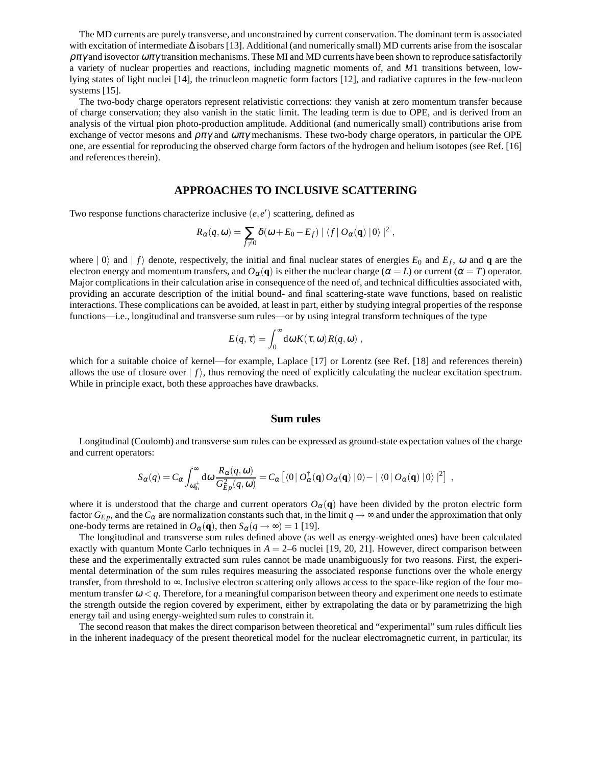The MD currents are purely transverse, and unconstrained by current conservation. The dominant term is associated with excitation of intermediate $\Delta$ isobars [13]. Additional (and numerically small) MD currents arise from the isoscalar $\rho\pi\gamma$ and isovector $\omega\pi\gamma$ transition mechanisms. These MI and MD currents have been shown to reproduce satisfactorily a variety of nuclear properties and reactions, including magnetic moments of, and $M1$ transitions between, low-lying states of light nuclei [14], the trinucleon magnetic form factors [12], and radiative captures in the few-nucleon systems [15].

The two-body charge operators represent relativistic corrections: they vanish at zero momentum transfer because of charge conservation; they also vanish in the static limit. The leading term is due to OPE, and is derived from an analysis of the virtual pion photo-production amplitude. Additional (and numerically small) contributions arise from exchange of vector mesons and $\rho\pi\gamma$ and $\omega\pi\gamma$ mechanisms. These two-body charge operators, in particular the OPE one, are essential for reproducing the observed charge form factors of the hydrogen and helium isotopes (see Ref. [16] and references therein).

## APPROACHES TO INCLUSIVE SCATTERING

Two response functions characterize inclusive $(e,e')$ scattering, defined as

$$R_\alpha(q,\omega) = \sum_{f\neq 0} \delta(\omega + E_0 - E_f) \mid \langle f \mid O_\alpha(\mathbf{q}) \mid 0\rangle \mid^2 ,$$

where $\mid 0\rangle$ and $\mid f\rangle$ denote, respectively, the initial and final nuclear states of energies $E_0$ and $E_f$, $\omega$ and $\mathbf{q}$ are the electron energy and momentum transfers, and $O_\alpha(\mathbf{q})$ is either the nuclear charge ($\alpha = L$) or current ($\alpha = T$) operator. Major complications in their calculation arise in consequence of the need of, and technical difficulties associated with, providing an accurate description of the initial bound- and final scattering-state wave functions, based on realistic interactions. These complications can be avoided, at least in part, either by studying integral properties of the response functions—i.e., longitudinal and transverse sum rules—or by using integral transform techniques of the type

$$E(q,\tau) = \int_0^\infty \mathrm{d}\omega K(\tau,\omega) R(q,\omega) ,$$

which for a suitable choice of kernel—for example, Laplace [17] or Lorentz (see Ref. [18] and references therein) allows the use of closure over $\mid f\rangle$, thus removing the need of explicitly calculating the nuclear excitation spectrum. While in principle exact, both these approaches have drawbacks.

### Sum rules

Longitudinal (Coulomb) and transverse sum rules can be expressed as ground-state expectation values of the charge and current operators:

$$S_\alpha(q) = C_\alpha \int_{\omega_{\rm th}^+}^\infty \mathrm{d}\omega \frac{R_\alpha(q,\omega)}{G_{Ep}^2(q,\omega)} = C_\alpha \left[ \langle 0 \mid O_\alpha^\dagger(\mathbf{q}) O_\alpha(\mathbf{q}) \mid 0\rangle - \mid \langle 0 \mid O_\alpha(\mathbf{q}) \mid 0\rangle \mid^2 \right] ,$$

where it is understood that the charge and current operators $O_\alpha(\mathbf{q})$ have been divided by the proton electric form factor $G_{Ep}$, and the $C_\alpha$ are normalization constants such that, in the limit $q \to \infty$ and under the approximation that only one-body terms are retained in $O_\alpha(\mathbf{q})$, then $S_\alpha(q \to \infty) = 1$ [19].

The longitudinal and transverse sum rules defined above (as well as energy-weighted ones) have been calculated exactly with quantum Monte Carlo techniques in $A$ = 2–6 nuclei [19, 20, 21]. However, direct comparison between these and the experimentally extracted sum rules cannot be made unambiguously for two reasons. First, the experimental determination of the sum rules requires measuring the associated response functions over the whole energy transfer, from threshold to $\infty$. Inclusive electron scattering only allows access to the space-like region of the four momentum transfer $\omega < q$. Therefore, for a meaningful comparison between theory and experiment one needs to estimate the strength outside the region covered by experiment, either by extrapolating the data or by parametrizing the high energy tail and using energy-weighted sum rules to constrain it.

The second reason that makes the direct comparison between theoretical and "experimental" sum rules difficult lies in the inherent inadequacy of the present theoretical model for the nuclear electromagnetic current, in particular, its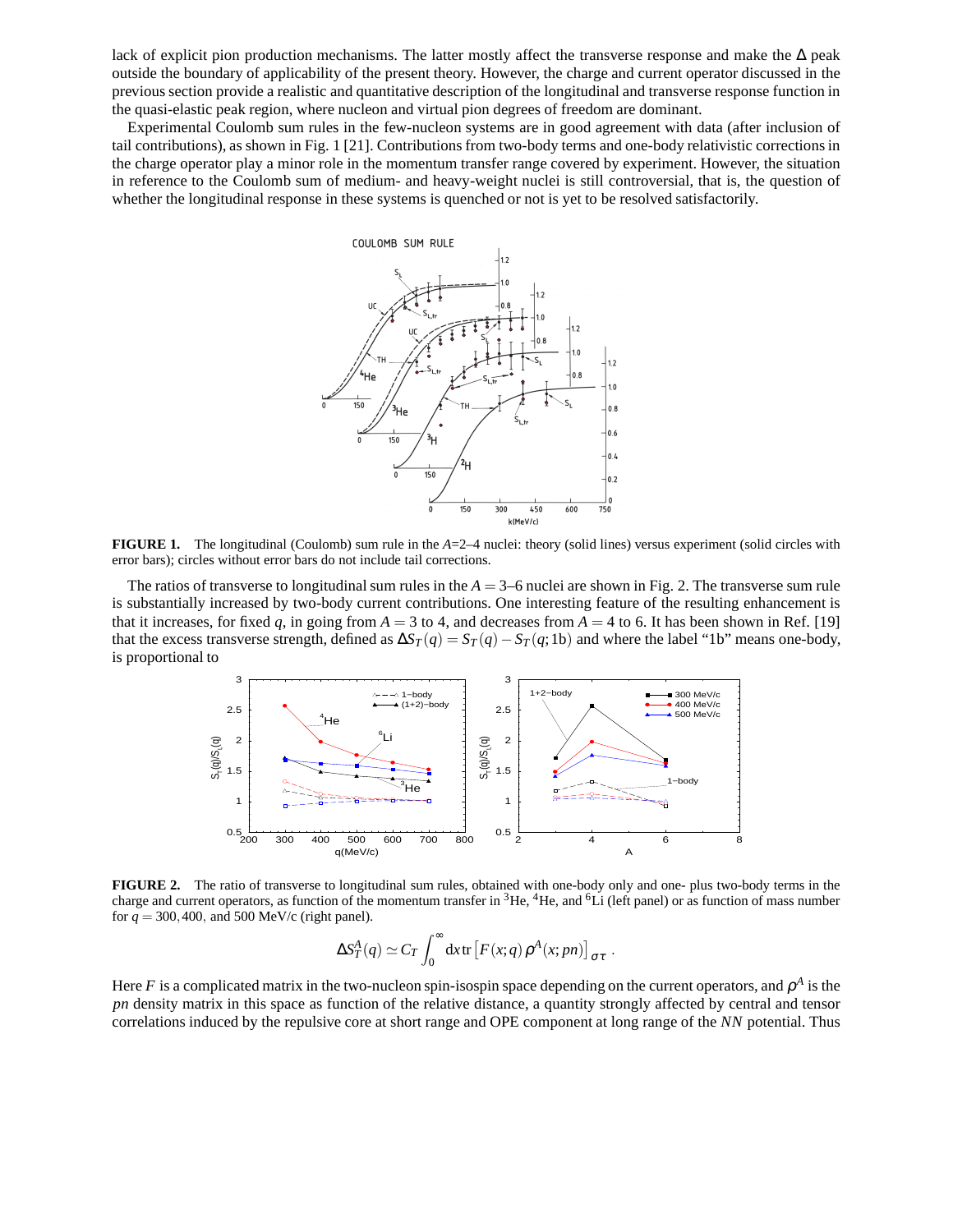lack of explicit pion production mechanisms. The latter mostly affect the transverse response and make the $\Delta$ peak outside the boundary of applicability of the present theory. However, the charge and current operator discussed in the previous section provide a realistic and quantitative description of the longitudinal and transverse response function in the quasi-elastic peak region, where nucleon and virtual pion degrees of freedom are dominant.

Experimental Coulomb sum rules in the few-nucleon systems are in good agreement with data (after inclusion of tail contributions), as shown in Fig. 1 [21]. Contributions from two-body terms and one-body relativistic corrections in the charge operator play a minor role in the momentum transfer range covered by experiment. However, the situation in reference to the Coulomb sum of medium- and heavy-weight nuclei is still controversial, that is, the question of whether the longitudinal response in these systems is quenched or not is yet to be resolved satisfactorily.

**FIGURE 1.** The longitudinal (Coulomb) sum rule in the $A$=2–4 nuclei: theory (solid lines) versus experiment (solid circles with error bars); circles without error bars do not include tail corrections.

The ratios of transverse to longitudinal sum rules in the $A = 3$–6 nuclei are shown in Fig. 2. The transverse sum rule is substantially increased by two-body current contributions. One interesting feature of the resulting enhancement is that it increases, for fixed $q$, in going from $A = 3$ to 4, and decreases from $A = 4$ to 6. It has been shown in Ref. [19] that the excess transverse strength, defined as $\Delta S_T(q) = S_T(q) - S_T(q;1\mathrm{b})$ and where the label "1b" means one-body, is proportional to

**FIGURE 2.** The ratio of transverse to longitudinal sum rules, obtained with one-body only and one- plus two-body terms in the charge and current operators, as function of the momentum transfer in $^3$He, $^4$He, and $^6$Li (left panel) or as function of mass number for $q = 300, 400,$ and 500 MeV/c (right panel).

$$\Delta S_T^A(q) \simeq C_T \int_0^\infty \mathrm{d}x\, \mathrm{tr}\left[F(x;q)\,\rho^A(x;pn)\right]_{\sigma\tau} .$$

Here $F$ is a complicated matrix in the two-nucleon spin-isospin space depending on the current operators, and $\rho^A$ is the *pn* density matrix in this space as function of the relative distance, a quantity strongly affected by central and tensor correlations induced by the repulsive core at short range and OPE component at long range of the *NN* potential. Thus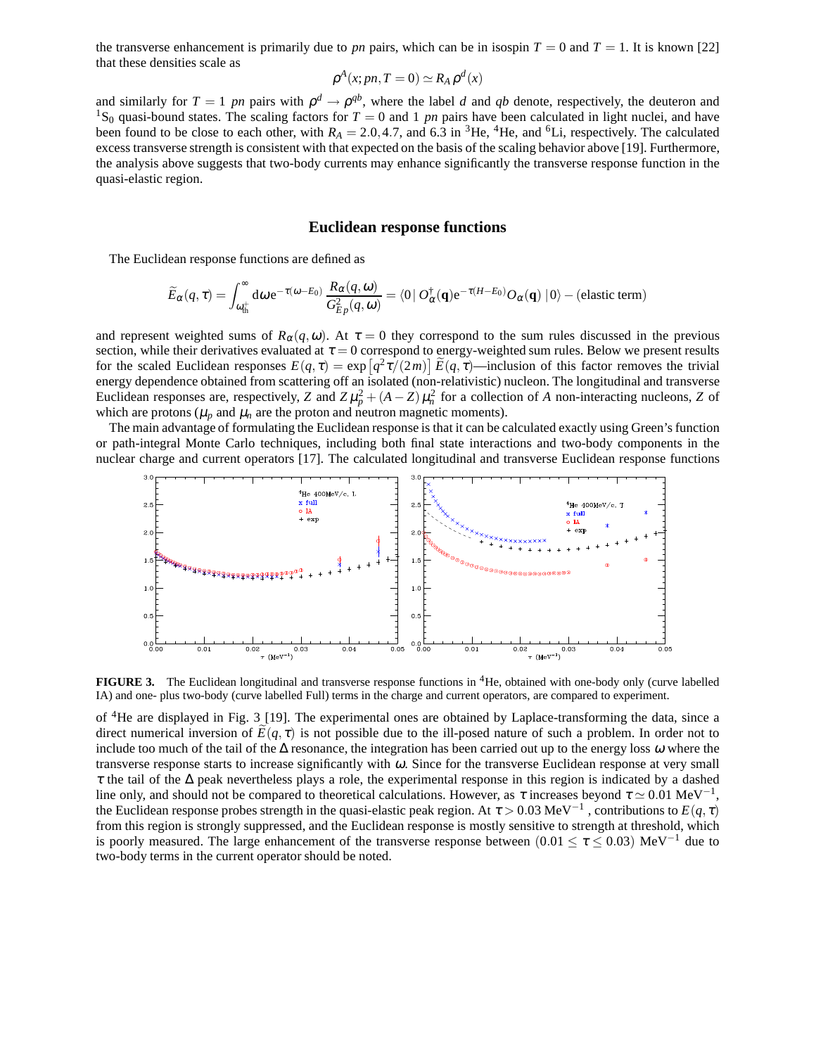the transverse enhancement is primarily due to *pn* pairs, which can be in isospin $T = 0$ and $T = 1$. It is known [22] that these densities scale as

$$\rho^A(x; pn, T = 0) \simeq R_A \, \rho^d(x)$$

and similarly for $T = 1$ *pn* pairs with $\rho^d \to \rho^{qb}$, where the label *d* and *qb* denote, respectively, the deuteron and $^1S_0$ quasi-bound states. The scaling factors for $T = 0$ and 1 *pn* pairs have been calculated in light nuclei, and have been found to be close to each other, with $R_A = 2.0, 4.7$, and 6.3 in $^3$He, $^4$He, and $^6$Li, respectively. The calculated excess transverse strength is consistent with that expected on the basis of the scaling behavior above [19]. Furthermore, the analysis above suggests that two-body currents may enhance significantly the transverse response function in the quasi-elastic region.

## Euclidean response functions

The Euclidean response functions are defined as

$$\widetilde{E}_\alpha(q,\tau) = \int_{\omega_{\rm th}^+}^{\infty} {\rm d}\omega \, {\rm e}^{-\tau(\omega - E_0)} \, \frac{R_\alpha(q,\omega)}{G_{Ep}^2(q,\omega)} = \langle 0 | \, O_\alpha^\dagger(\mathbf{q}) {\rm e}^{-\tau(H-E_0)} O_\alpha(\mathbf{q}) \, | 0 \rangle - (\text{elastic term})$$

and represent weighted sums of $R_\alpha(q,\omega)$. At $\tau = 0$ they correspond to the sum rules discussed in the previous section, while their derivatives evaluated at $\tau = 0$ correspond to energy-weighted sum rules. Below we present results for the scaled Euclidean responses $E(q,\tau) = \exp\left[q^2\tau/(2m)\right] \widetilde{E}(q,\tau)$—inclusion of this factor removes the trivial energy dependence obtained from scattering off an isolated (non-relativistic) nucleon. The longitudinal and transverse Euclidean responses are, respectively, $Z$ and $Z\,\mu_p^2 + (A-Z)\,\mu_n^2$ for a collection of $A$ non-interacting nucleons, $Z$ of which are protons ($\mu_p$ and $\mu_n$ are the proton and neutron magnetic moments).

The main advantage of formulating the Euclidean response is that it can be calculated exactly using Green's function or path-integral Monte Carlo techniques, including both final state interactions and two-body components in the nuclear charge and current operators [17]. The calculated longitudinal and transverse Euclidean response functions of $^4$He are displayed in Fig. 3 [19]. The experimental ones are obtained by Laplace-transforming the data, since a direct numerical inversion of $\widetilde{E}(q,\tau)$ is not possible due to the ill-posed nature of such a problem. In order not to include too much of the tail of the $\Delta$ resonance, the integration has been carried out up to the energy loss $\omega$ where the transverse response starts to increase significantly with $\omega$. Since for the transverse Euclidean response at very small $\tau$ the tail of the $\Delta$ peak nevertheless plays a role, the experimental response in this region is indicated by a dashed line only, and should not be compared to theoretical calculations. However, as $\tau$ increases beyond $\tau \simeq 0.01$ MeV$^{-1}$, the Euclidean response probes strength in the quasi-elastic peak region. At $\tau > 0.03$ MeV$^{-1}$ , contributions to $E(q,\tau)$ from this region is strongly suppressed, and the Euclidean response is mostly sensitive to strength at threshold, which is poorly measured. The large enhancement of the transverse response between $(0.01 \leq \tau \leq 0.03)$ MeV$^{-1}$ due to two-body terms in the current operator should be noted.

**FIGURE 3.** The Euclidean longitudinal and transverse response functions in $^4$He, obtained with one-body only (curve labelled IA) and one- plus two-body (curve labelled Full) terms in the charge and current operators, are compared to experiment.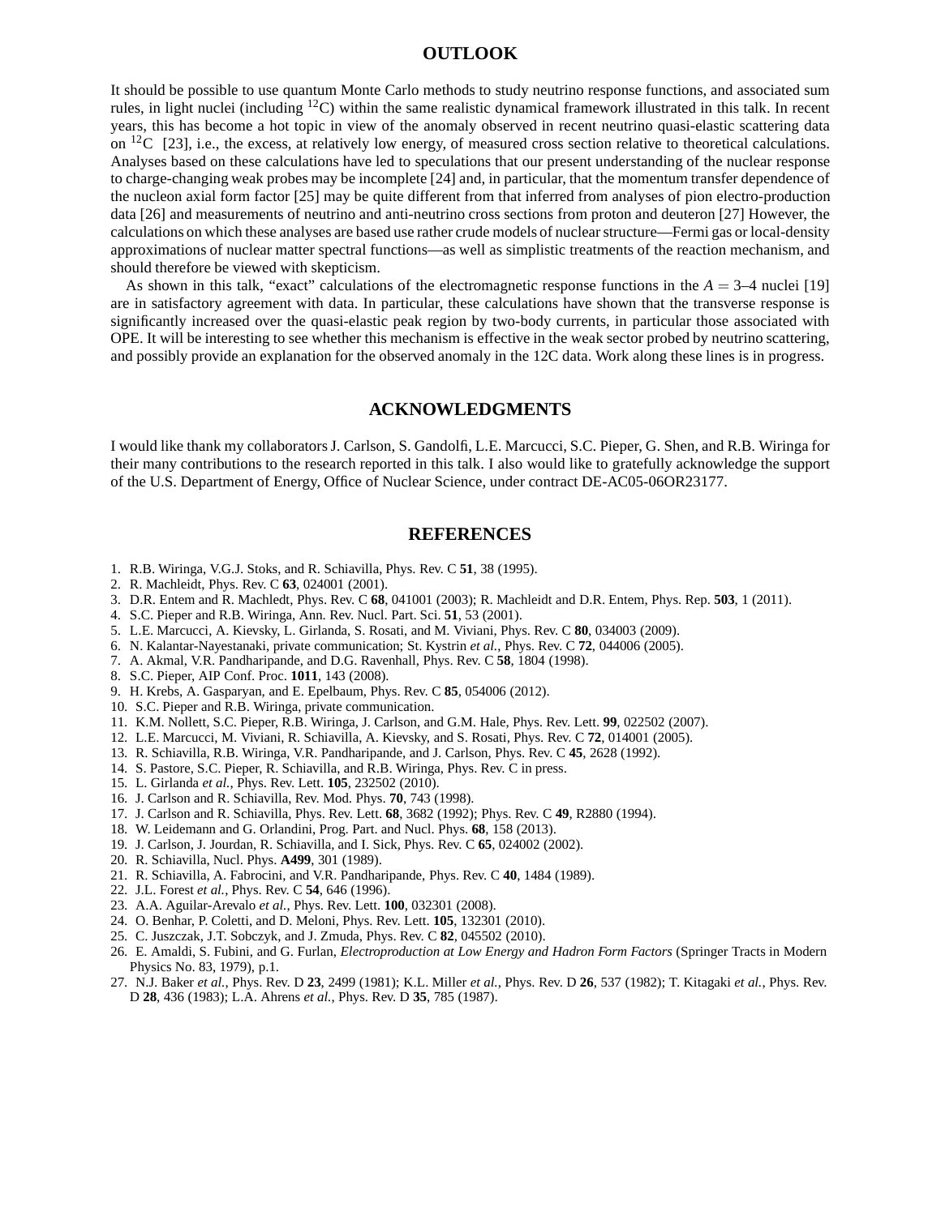## OUTLOOK

It should be possible to use quantum Monte Carlo methods to study neutrino response functions, and associated sum rules, in light nuclei (including $^{12}$C) within the same realistic dynamical framework illustrated in this talk. In recent years, this has become a hot topic in view of the anomaly observed in recent neutrino quasi-elastic scattering data on $^{12}$C [23], i.e., the excess, at relatively low energy, of measured cross section relative to theoretical calculations. Analyses based on these calculations have led to speculations that our present understanding of the nuclear response to charge-changing weak probes may be incomplete [24] and, in particular, that the momentum transfer dependence of the nucleon axial form factor [25] may be quite different from that inferred from analyses of pion electro-production data [26] and measurements of neutrino and anti-neutrino cross sections from proton and deuteron [27] However, the calculations on which these analyses are based use rather crude models of nuclear structure—Fermi gas or local-density approximations of nuclear matter spectral functions—as well as simplistic treatments of the reaction mechanism, and should therefore be viewed with skepticism.

As shown in this talk, "exact" calculations of the electromagnetic response functions in the $A = 3$–4 nuclei [19] are in satisfactory agreement with data. In particular, these calculations have shown that the transverse response is significantly increased over the quasi-elastic peak region by two-body currents, in particular those associated with OPE. It will be interesting to see whether this mechanism is effective in the weak sector probed by neutrino scattering, and possibly provide an explanation for the observed anomaly in the 12C data. Work along these lines is in progress.

## ACKNOWLEDGMENTS

I would like thank my collaborators J. Carlson, S. Gandolfi, L.E. Marcucci, S.C. Pieper, G. Shen, and R.B. Wiringa for their many contributions to the research reported in this talk. I also would like to gratefully acknowledge the support of the U.S. Department of Energy, Office of Nuclear Science, under contract DE-AC05-06OR23177.

## REFERENCES

1. R.B. Wiringa, V.G.J. Stoks, and R. Schiavilla, Phys. Rev. C **51**, 38 (1995).
2. R. Machleidt, Phys. Rev. C **63**, 024001 (2001).
3. D.R. Entem and R. Machledt, Phys. Rev. C **68**, 041001 (2003); R. Machleidt and D.R. Entem, Phys. Rep. **503**, 1 (2011).
4. S.C. Pieper and R.B. Wiringa, Ann. Rev. Nucl. Part. Sci. **51**, 53 (2001).
5. L.E. Marcucci, A. Kievsky, L. Girlanda, S. Rosati, and M. Viviani, Phys. Rev. C **80**, 034003 (2009).
6. N. Kalantar-Nayestanaki, private communication; St. Kystrin *et al.*, Phys. Rev. C **72**, 044006 (2005).
7. A. Akmal, V.R. Pandharipande, and D.G. Ravenhall, Phys. Rev. C **58**, 1804 (1998).
8. S.C. Pieper, AIP Conf. Proc. **1011**, 143 (2008).
9. H. Krebs, A. Gasparyan, and E. Epelbaum, Phys. Rev. C **85**, 054006 (2012).
10. S.C. Pieper and R.B. Wiringa, private communication.
11. K.M. Nollett, S.C. Pieper, R.B. Wiringa, J. Carlson, and G.M. Hale, Phys. Rev. Lett. **99**, 022502 (2007).
12. L.E. Marcucci, M. Viviani, R. Schiavilla, A. Kievsky, and S. Rosati, Phys. Rev. C **72**, 014001 (2005).
13. R. Schiavilla, R.B. Wiringa, V.R. Pandharipande, and J. Carlson, Phys. Rev. C **45**, 2628 (1992).
14. S. Pastore, S.C. Pieper, R. Schiavilla, and R.B. Wiringa, Phys. Rev. C in press.
15. L. Girlanda *et al.*, Phys. Rev. Lett. **105**, 232502 (2010).
16. J. Carlson and R. Schiavilla, Rev. Mod. Phys. **70**, 743 (1998).
17. J. Carlson and R. Schiavilla, Phys. Rev. Lett. **68**, 3682 (1992); Phys. Rev. C **49**, R2880 (1994).
18. W. Leidemann and G. Orlandini, Prog. Part. and Nucl. Phys. **68**, 158 (2013).
19. J. Carlson, J. Jourdan, R. Schiavilla, and I. Sick, Phys. Rev. C **65**, 024002 (2002).
20. R. Schiavilla, Nucl. Phys. **A499**, 301 (1989).
21. R. Schiavilla, A. Fabrocini, and V.R. Pandharipande, Phys. Rev. C **40**, 1484 (1989).
22. J.L. Forest *et al.*, Phys. Rev. C **54**, 646 (1996).
23. A.A. Aguilar-Arevalo *et al.*, Phys. Rev. Lett. **100**, 032301 (2008).
24. O. Benhar, P. Coletti, and D. Meloni, Phys. Rev. Lett. **105**, 132301 (2010).
25. C. Juszczak, J.T. Sobczyk, and J. Zmuda, Phys. Rev. C **82**, 045502 (2010).
26. E. Amaldi, S. Fubini, and G. Furlan, *Electroproduction at Low Energy and Hadron Form Factors* (Springer Tracts in Modern Physics No. 83, 1979), p.1.
27. N.J. Baker *et al.*, Phys. Rev. D **23**, 2499 (1981); K.L. Miller *et al.*, Phys. Rev. D **26**, 537 (1982); T. Kitagaki *et al.*, Phys. Rev. D **28**, 436 (1983); L.A. Ahrens *et al.*, Phys. Rev. D **35**, 785 (1987).